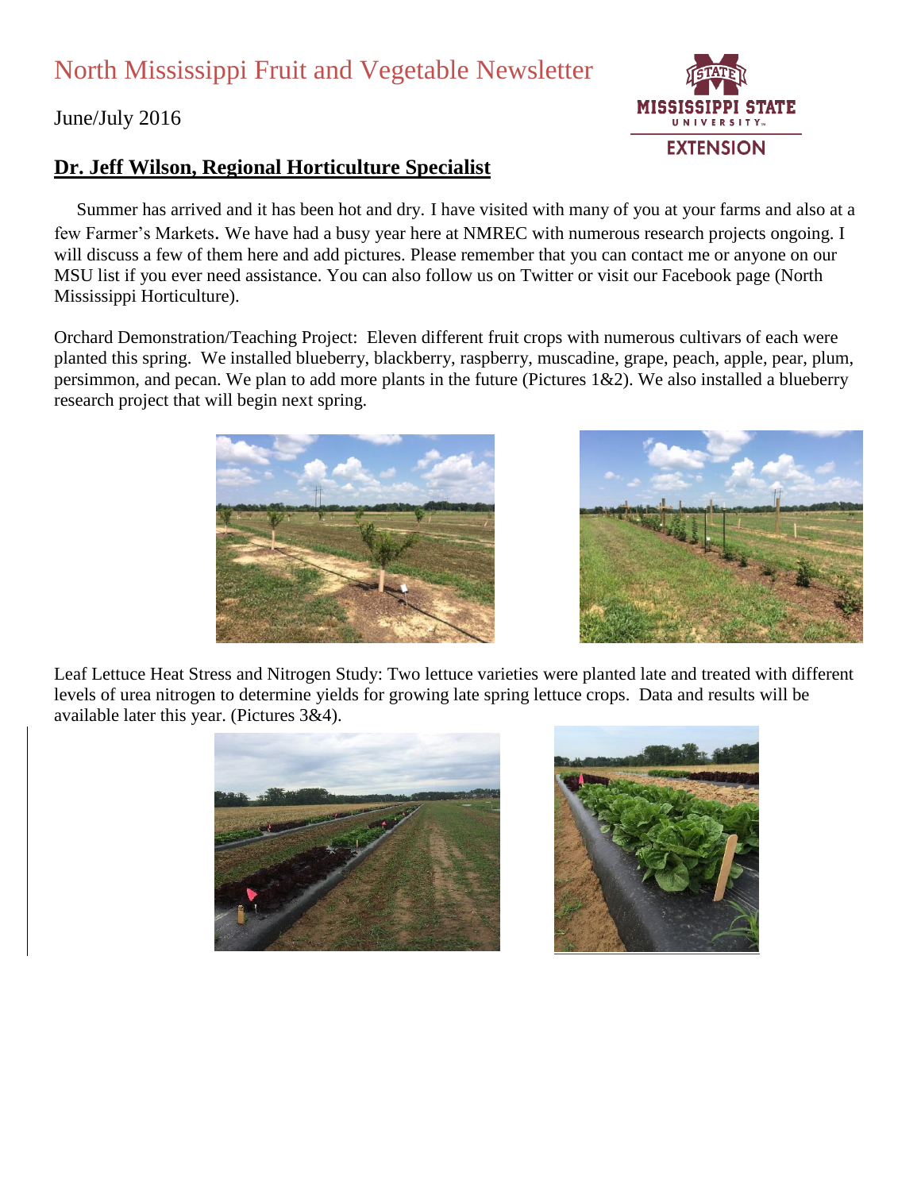# North Mississippi Fruit and Vegetable Newsletter

June/July 2016

## Dr. Jeff Wilson, Regional Horticulture Specialist

Summer has arrived and it has been hot and dry. I have visited with many of you at your farms and also at a few Farmer's Markets. We have had a busy year here at NMREC with numerous research projects ongoing. I will discuss a few of them here and add pictures. Please remember that you can contact me or anyone on our MSU list if you ever need assistance. You can also follow us on Twitter or visit our Facebook page (North Mississippi Horticulture).

Orchard Demonstration/Teaching Project: Eleven different fruit crops with numerous cultivars of each were planted this spring. We installed blueberry, blackberry, raspberry, muscadine, grape, peach, apple, pear, plum, persimmon, and pecan. We plan to add more plants in the future (Pictures 1&2). We also installed a blueberry research project that will begin next spring.

Leaf Lettuce Heat Stress and Nitrogen Study: Two lettuce varieties were planted late and treated with different levels of urea nitrogen to determine yields for growing late spring lettuce crops. Data and results will be available later this year. (Pictures 3&4).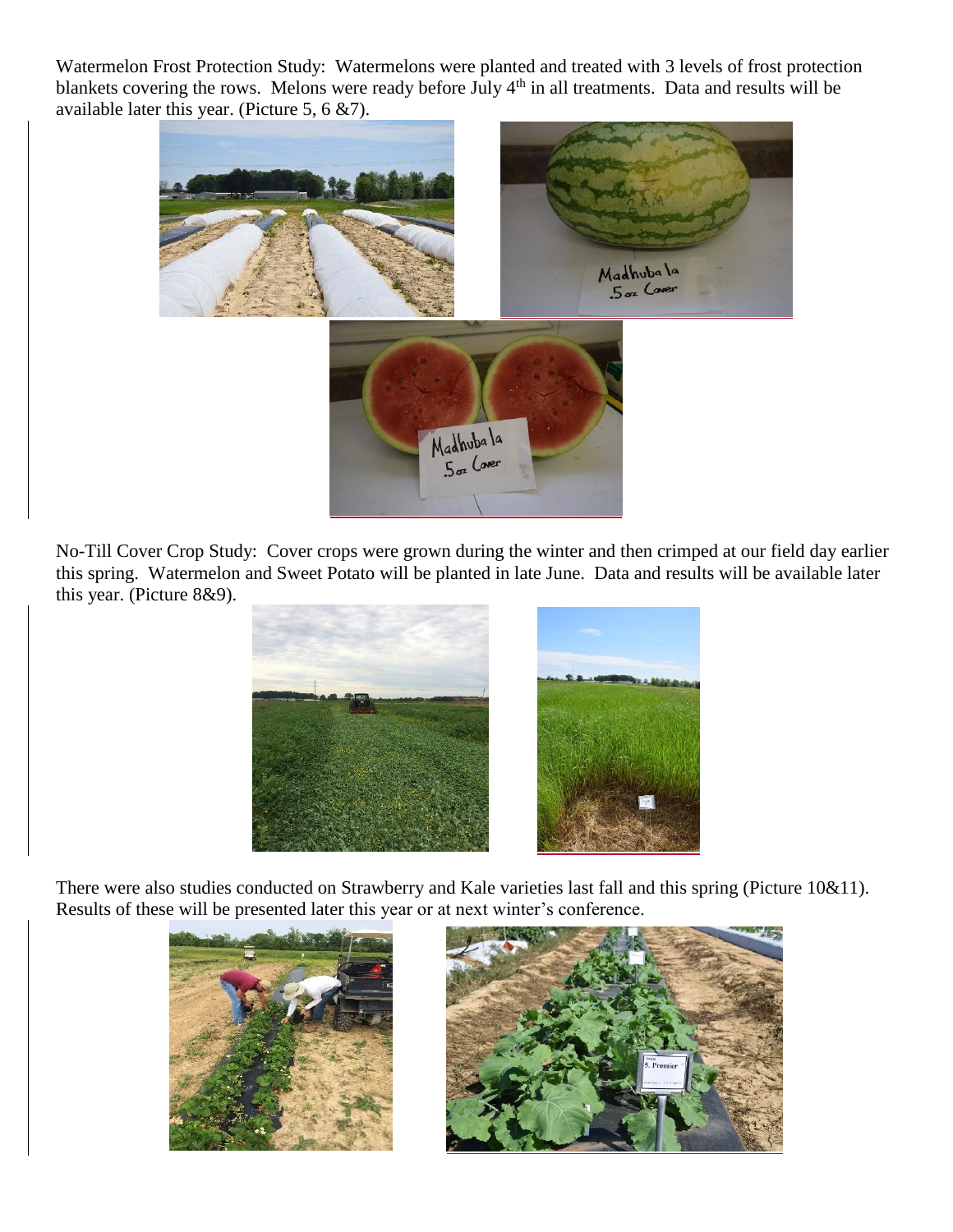Watermelon Frost Protection Study: Watermelons were planted and treated with 3 levels of frost protection blankets covering the rows. Melons were ready before July 4th in all treatments. Data and results will be available later this year. (Picture 5, 6 &7).

No-Till Cover Crop Study: Cover crops were grown during the winter and then crimped at our field day earlier this spring. Watermelon and Sweet Potato will be planted in late June. Data and results will be available later this year. (Picture 8&9).

There were also studies conducted on Strawberry and Kale varieties last fall and this spring (Picture 10&11). Results of these will be presented later this year or at next winter's conference.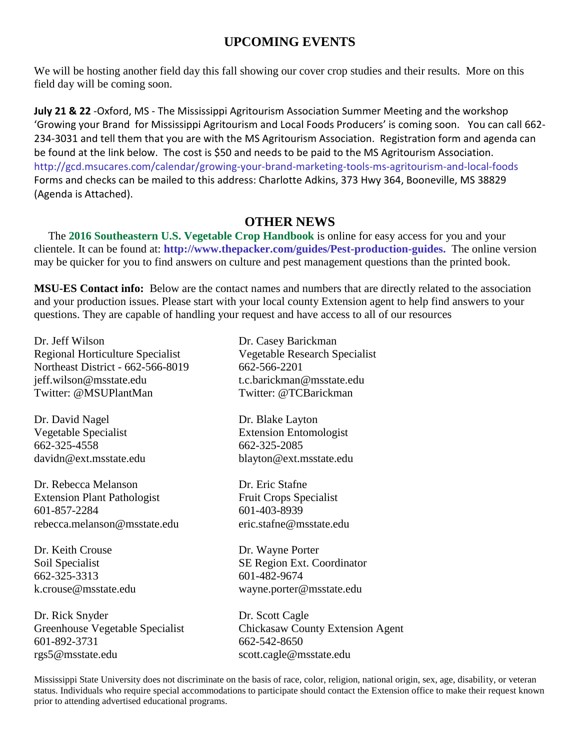## UPCOMING EVENTS

We will be hosting another field day this fall showing our cover crop studies and their results. More on this field day will be coming soon.

**July 21 & 22** -Oxford, MS - The Mississippi Agritourism Association Summer Meeting and the workshop 'Growing your Brand for Mississippi Agritourism and Local Foods Producers' is coming soon. You can call 662-234-3031 and tell them that you are with the MS Agritourism Association. Registration form and agenda can be found at the link below. The cost is $50 and needs to be paid to the MS Agritourism Association. http://gcd.msucares.com/calendar/growing-your-brand-marketing-tools-ms-agritourism-and-local-foods Forms and checks can be mailed to this address: Charlotte Adkins, 373 Hwy 364, Booneville, MS 38829 (Agenda is Attached).

## OTHER NEWS

The **2016 Southeastern U.S. Vegetable Crop Handbook** is online for easy access for you and your clientele. It can be found at: **http://www.thepacker.com/guides/Pest-production-guides.** The online version may be quicker for you to find answers on culture and pest management questions than the printed book.

**MSU-ES Contact info:** Below are the contact names and numbers that are directly related to the association and your production issues. Please start with your local county Extension agent to help find answers to your questions. They are capable of handling your request and have access to all of our resources

Dr. Jeff Wilson
Regional Horticulture Specialist
Northeast District - 662-566-8019
jeff.wilson@msstate.edu
Twitter: @MSUPlantMan

Dr. Casey Barickman
Vegetable Research Specialist
662-566-2201
t.c.barickman@msstate.edu
Twitter: @TCBarickman

Dr. David Nagel
Vegetable Specialist
662-325-4558
davidn@ext.msstate.edu

Dr. Blake Layton
Extension Entomologist
662-325-2085
blayton@ext.msstate.edu

Dr. Rebecca Melanson
Extension Plant Pathologist
601-857-2284
rebecca.melanson@msstate.edu

Dr. Eric Stafne
Fruit Crops Specialist
601-403-8939
eric.stafne@msstate.edu

Dr. Keith Crouse
Soil Specialist
662-325-3313
k.crouse@msstate.edu

Dr. Wayne Porter
SE Region Ext. Coordinator
601-482-9674
wayne.porter@msstate.edu

Dr. Rick Snyder
Greenhouse Vegetable Specialist
601-892-3731
rgs5@msstate.edu

Dr. Scott Cagle
Chickasaw County Extension Agent
662-542-8650
scott.cagle@msstate.edu

Mississippi State University does not discriminate on the basis of race, color, religion, national origin, sex, age, disability, or veteran status. Individuals who require special accommodations to participate should contact the Extension office to make their request known prior to attending advertised educational programs.